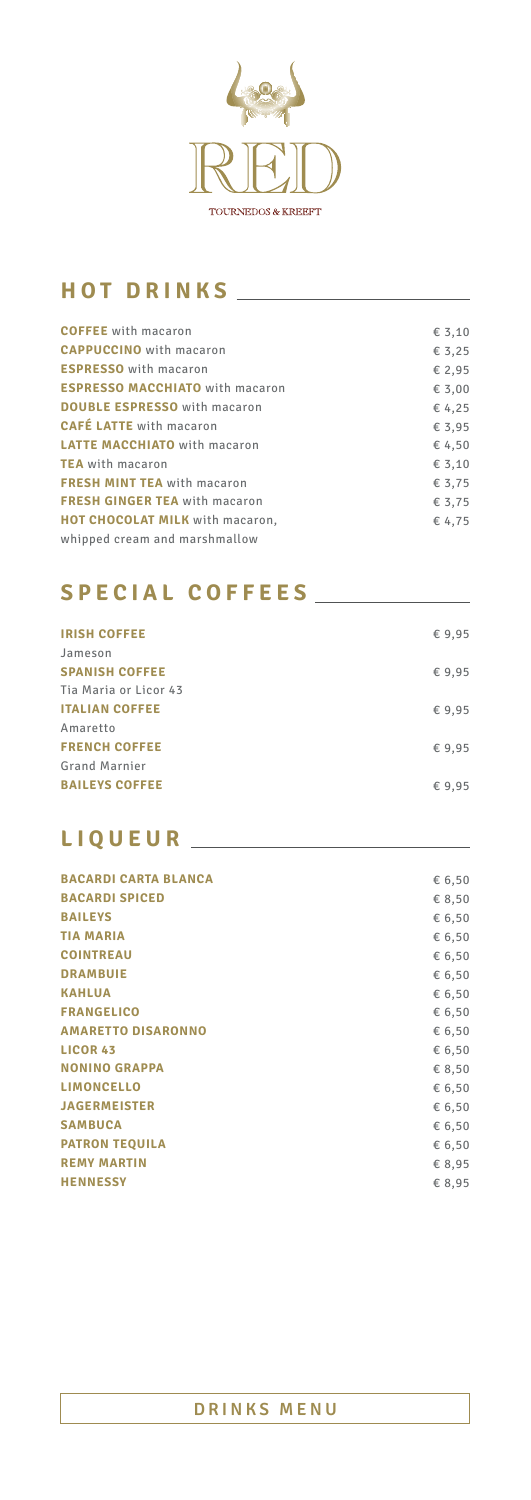RED

TOURNEDOS & KREEFT

## HOT DRINKS

| | |
|---|---|
| **COFFEE** with macaron | € 3,10 |
| **CAPPUCCINO** with macaron | € 3,25 |
| **ESPRESSO** with macaron | € 2,95 |
| **ESPRESSO MACCHIATO** with macaron | € 3,00 |
| **DOUBLE ESPRESSO** with macaron | € 4,25 |
| **CAFÉ LATTE** with macaron | € 3,95 |
| **LATTE MACCHIATO** with macaron | € 4,50 |
| **TEA** with macaron | € 3,10 |
| **FRESH MINT TEA** with macaron | € 3,75 |
| **FRESH GINGER TEA** with macaron | € 3,75 |
| **HOT CHOCOLAT MILK** with macaron, whipped cream and marshmallow | € 4,75 |

## SPECIAL COFFEES

| | |
|---|---|
| **IRISH COFFEE**<br>Jameson | € 9,95 |
| **SPANISH COFFEE**<br>Tia Maria or Licor 43 | € 9,95 |
| **ITALIAN COFFEE**<br>Amaretto | € 9,95 |
| **FRENCH COFFEE**<br>Grand Marnier | € 9,95 |
| **BAILEYS COFFEE** | € 9,95 |

## LIQUEUR

| | |
|---|---|
| **BACARDI CARTA BLANCA** | € 6,50 |
| **BACARDI SPICED** | € 8,50 |
| **BAILEYS** | € 6,50 |
| **TIA MARIA** | € 6,50 |
| **COINTREAU** | € 6,50 |
| **DRAMBUIE** | € 6,50 |
| **KAHLUA** | € 6,50 |
| **FRANGELICO** | € 6,50 |
| **AMARETTO DISARONNO** | € 6,50 |
| **LICOR 43** | € 6,50 |
| **NONINO GRAPPA** | € 8,50 |
| **LIMONCELLO** | € 6,50 |
| **JAGERMEISTER** | € 6,50 |
| **SAMBUCA** | € 6,50 |
| **PATRON TEQUILA** | € 6,50 |
| **REMY MARTIN** | € 8,95 |
| **HENNESSY** | € 8,95 |

DRINKS MENU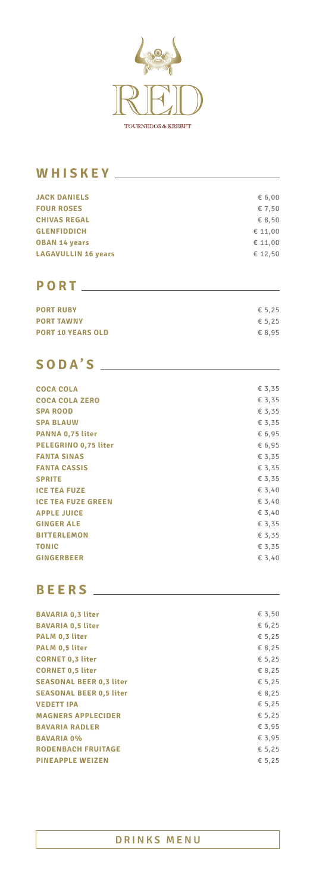RED

TOURNEDOS & KREEFT

## WHISKEY

| | |
|---|---|
| **JACK DANIELS** | € 6,00 |
| **FOUR ROSES** | € 7,50 |
| **CHIVAS REGAL** | € 8,50 |
| **GLENFIDDICH** | € 11,00 |
| **OBAN 14 years** | € 11,00 |
| **LAGAVULLIN 16 years** | € 12,50 |

## PORT

| | |
|---|---|
| **PORT RUBY** | € 5,25 |
| **PORT TAWNY** | € 5,25 |
| **PORT 10 YEARS OLD** | € 8,95 |

## SODA'S

| | |
|---|---|
| **COCA COLA** | € 3,35 |
| **COCA COLA ZERO** | € 3,35 |
| **SPA ROOD** | € 3,35 |
| **SPA BLAUW** | € 3,35 |
| **PANNA 0,75 liter** | € 6,95 |
| **PELEGRINO 0,75 liter** | € 6,95 |
| **FANTA SINAS** | € 3,35 |
| **FANTA CASSIS** | € 3,35 |
| **SPRITE** | € 3,35 |
| **ICE TEA FUZE** | € 3,40 |
| **ICE TEA FUZE GREEN** | € 3,40 |
| **APPLE JUICE** | € 3,40 |
| **GINGER ALE** | € 3,35 |
| **BITTERLEMON** | € 3,35 |
| **TONIC** | € 3,35 |
| **GINGERBEER** | € 3,40 |

## BEERS

| | |
|---|---|
| **BAVARIA 0,3 liter** | € 3,50 |
| **BAVARIA 0,5 liter** | € 6,25 |
| **PALM 0,3 liter** | € 5,25 |
| **PALM 0,5 liter** | € 8,25 |
| **CORNET 0,3 liter** | € 5,25 |
| **CORNET 0,5 liter** | € 8,25 |
| **SEASONAL BEER 0,3 liter** | € 5,25 |
| **SEASONAL BEER 0,5 liter** | € 8,25 |
| **VEDETT IPA** | € 5,25 |
| **MAGNERS APPLECIDER** | € 5,25 |
| **BAVARIA RADLER** | € 3,95 |
| **BAVARIA 0%** | € 3,95 |
| **RODENBACH FRUITAGE** | € 5,25 |
| **PINEAPPLE WEIZEN** | € 5,25 |

DRINKS MENU